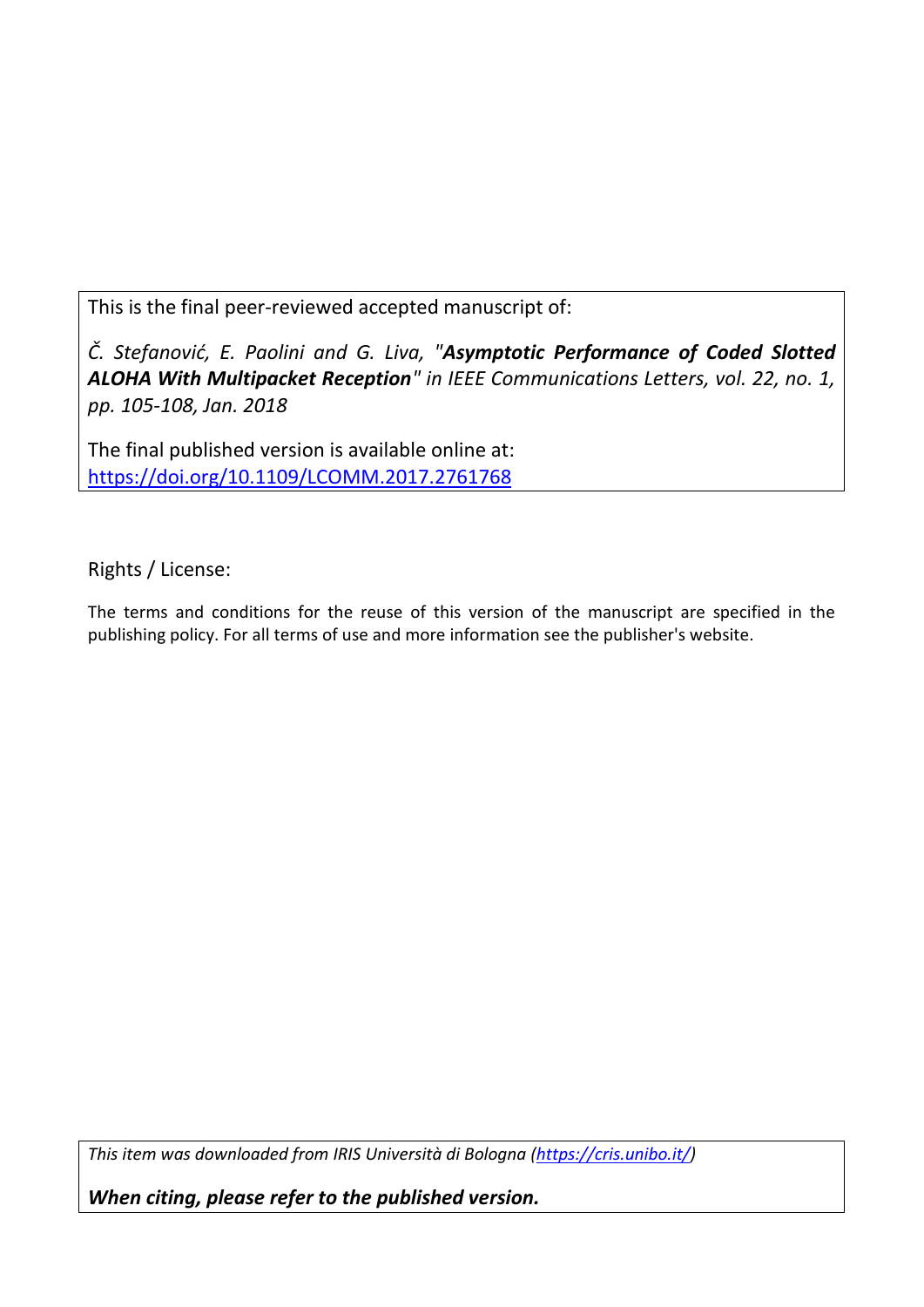This is the final peer-reviewed accepted manuscript of:

*Č. Stefanović, E. Paolini and G. Liva, "**Asymptotic Performance of Coded Slotted ALOHA With Multipacket Reception**" in IEEE Communications Letters, vol. 22, no. 1, pp. 105-108, Jan. 2018*

The final published version is available online at: https://doi.org/10.1109/LCOMM.2017.2761768

Rights / License:

The terms and conditions for the reuse of this version of the manuscript are specified in the publishing policy. For all terms of use and more information see the publisher's website.

*This item was downloaded from IRIS Università di Bologna (https://cris.unibo.it/)*

***When citing, please refer to the published version.***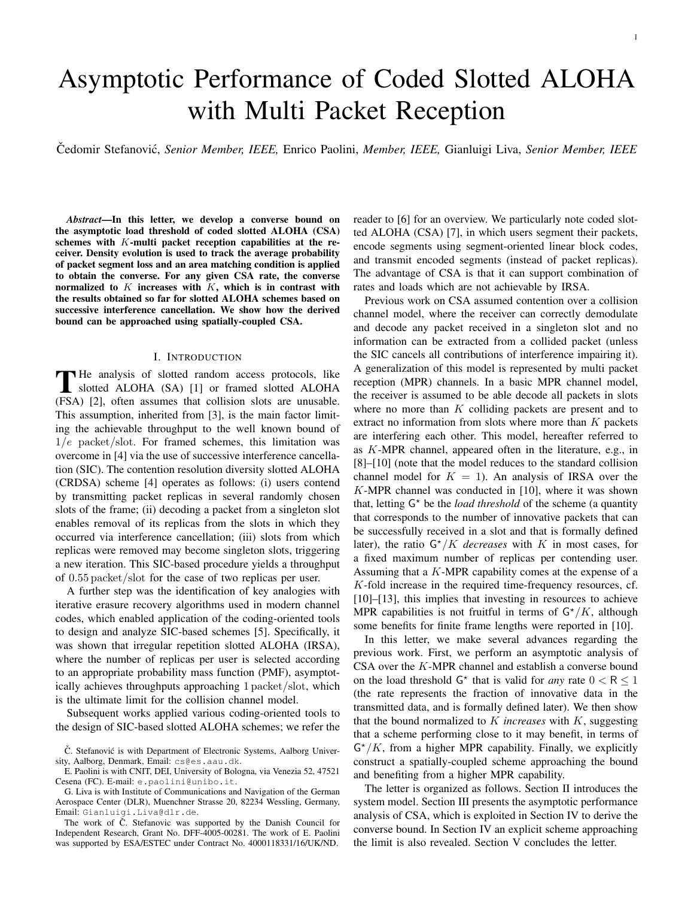# Asymptotic Performance of Coded Slotted ALOHA with Multi Packet Reception

Čedomir Stefanović, *Senior Member, IEEE,* Enrico Paolini, *Member, IEEE,* Gianluigi Liva, *Senior Member, IEEE*

***Abstract*—In this letter, we develop a converse bound on the asymptotic load threshold of coded slotted ALOHA (CSA) schemes with $K$-multi packet reception capabilities at the receiver. Density evolution is used to track the average probability of packet segment loss and an area matching condition is applied to obtain the converse. For any given CSA rate, the converse normalized to $K$ increases with $K$, which is in contrast with the results obtained so far for slotted ALOHA schemes based on successive interference cancellation. We show how the derived bound can be approached using spatially-coupled CSA.**

## I. Introduction

The analysis of slotted random access protocols, like slotted ALOHA (SA) [1] or framed slotted ALOHA (FSA) [2], often assumes that collision slots are unusable. This assumption, inherited from [3], is the main factor limiting the achievable throughput to the well known bound of $1/e$ packet/slot. For framed schemes, this limitation was overcome in [4] via the use of successive interference cancellation (SIC). The contention resolution diversity slotted ALOHA (CRDSA) scheme [4] operates as follows: (i) users contend by transmitting packet replicas in several randomly chosen slots of the frame; (ii) decoding a packet from a singleton slot enables removal of its replicas from the slots in which they occurred via interference cancellation; (iii) slots from which replicas were removed may become singleton slots, triggering a new iteration. This SIC-based procedure yields a throughput of $0.55$ packet/slot for the case of two replicas per user.

A further step was the identification of key analogies with iterative erasure recovery algorithms used in modern channel codes, which enabled application of the coding-oriented tools to design and analyze SIC-based schemes [5]. Specifically, it was shown that irregular repetition slotted ALOHA (IRSA), where the number of replicas per user is selected according to an appropriate probability mass function (PMF), asymptotically achieves throughputs approaching $1$ packet/slot, which is the ultimate limit for the collision channel model.

Subsequent works applied various coding-oriented tools to the design of SIC-based slotted ALOHA schemes; we refer the reader to [6] for an overview. We particularly note coded slotted ALOHA (CSA) [7], in which users segment their packets, encode segments using segment-oriented linear block codes, and transmit encoded segments (instead of packet replicas). The advantage of CSA is that it can support combination of rates and loads which are not achievable by IRSA.

Previous work on CSA assumed contention over a collision channel model, where the receiver can correctly demodulate and decode any packet received in a singleton slot and no information can be extracted from a collided packet (unless the SIC cancels all contributions of interference impairing it). A generalization of this model is represented by multi packet reception (MPR) channels. In a basic MPR channel model, the receiver is assumed to be able decode all packets in slots where no more than $K$ colliding packets are present and to extract no information from slots where more than $K$ packets are interfering each other. This model, hereafter referred to as $K$-MPR channel, appeared often in the literature, e.g., in [8]–[10] (note that the model reduces to the standard collision channel model for $K = 1$). An analysis of IRSA over the $K$-MPR channel was conducted in [10], where it was shown that, letting $\mathsf{G}^\star$ be the *load threshold* of the scheme (a quantity that corresponds to the number of innovative packets that can be successfully received in a slot and that is formally defined later), the ratio $\mathsf{G}^\star/K$ *decreases* with $K$ in most cases, for a fixed maximum number of replicas per contending user. Assuming that a $K$-MPR capability comes at the expense of a $K$-fold increase in the required time-frequency resources, cf. [10]–[13], this implies that investing in resources to achieve MPR capabilities is not fruitful in terms of $\mathsf{G}^\star/K$, although some benefits for finite frame lengths were reported in [10].

In this letter, we make several advances regarding the previous work. First, we perform an asymptotic analysis of CSA over the $K$-MPR channel and establish a converse bound on the load threshold $\mathsf{G}^\star$ that is valid for *any* rate $0 < \mathsf{R} \leq 1$ (the rate represents the fraction of innovative data in the transmitted data, and is formally defined later). We then show that the bound normalized to $K$ *increases* with $K$, suggesting that a scheme performing close to it may benefit, in terms of $\mathsf{G}^\star/K$, from a higher MPR capability. Finally, we explicitly construct a spatially-coupled scheme approaching the bound and benefiting from a higher MPR capability.

The letter is organized as follows. Section II introduces the system model. Section III presents the asymptotic performance analysis of CSA, which is exploited in Section IV to derive the converse bound. In Section IV an explicit scheme approaching the limit is also revealed. Section V concludes the letter.

Č. Stefanović is with Department of Electronic Systems, Aalborg University, Aalborg, Denmark, Email: cs@es.aau.dk.

E. Paolini is with CNIT, DEI, University of Bologna, via Venezia 52, 47521 Cesena (FC). E-mail: e.paolini@unibo.it.

G. Liva is with Institute of Communications and Navigation of the German Aerospace Center (DLR), Muenchner Strasse 20, 82234 Wessling, Germany, Email: Gianluigi.Liva@dlr.de.

The work of Č. Stefanovic was supported by the Danish Council for Independent Research, Grant No. DFF-4005-00281. The work of E. Paolini was supported by ESA/ESTEC under Contract No. 4000118331/16/UK/ND.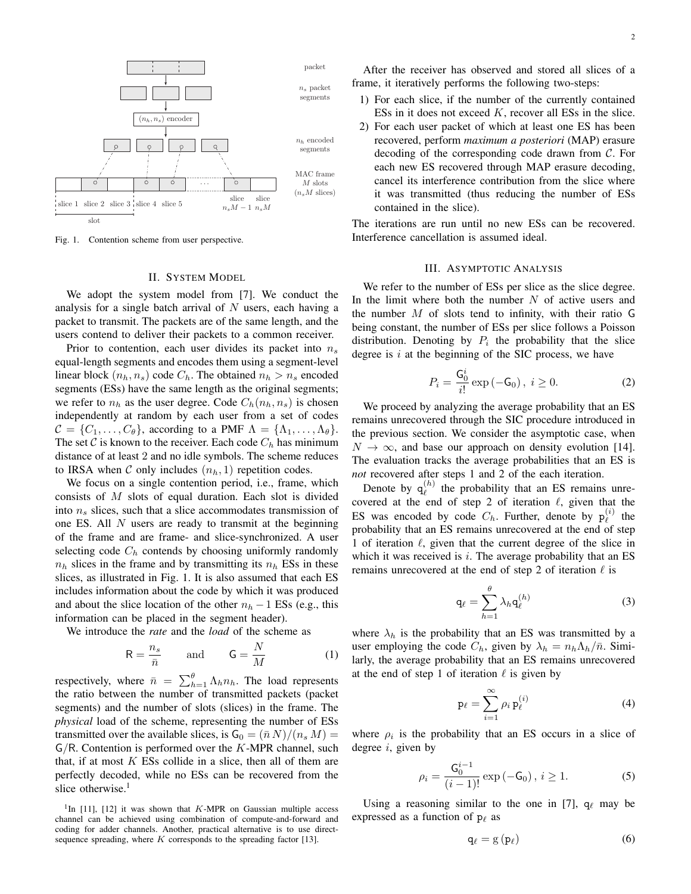Fig. 1. Contention scheme from user perspective.

## II. System Model

We adopt the system model from [7]. We conduct the analysis for a single batch arrival of $N$ users, each having a packet to transmit. The packets are of the same length, and the users contend to deliver their packets to a common receiver.

Prior to contention, each user divides its packet into $n_s$ equal-length segments and encodes them using a segment-level linear block $(n_h, n_s)$ code $C_h$. The obtained $n_h > n_s$ encoded segments (ESs) have the same length as the original segments; we refer to $n_h$ as the user degree. Code $C_h(n_h, n_s)$ is chosen independently at random by each user from a set of codes $\mathcal{C} = \{C_1, \ldots, C_\theta\}$, according to a PMF $\Lambda = \{\Lambda_1, \ldots, \Lambda_\theta\}$. The set $\mathcal{C}$ is known to the receiver. Each code $C_h$ has minimum distance of at least 2 and no idle symbols. The scheme reduces to IRSA when $\mathcal{C}$ only includes $(n_h, 1)$ repetition codes.

We focus on a single contention period, i.e., frame, which consists of $M$ slots of equal duration. Each slot is divided into $n_s$ slices, such that a slice accommodates transmission of one ES. All $N$ users are ready to transmit at the beginning of the frame and are frame- and slice-synchronized. A user selecting code $C_h$ contends by choosing uniformly randomly $n_h$ slices in the frame and by transmitting its $n_h$ ESs in these slices, as illustrated in Fig. 1. It is also assumed that each ES includes information about the code by which it was produced and about the slice location of the other $n_h - 1$ ESs (e.g., this information can be placed in the segment header).

We introduce the *rate* and the *load* of the scheme as

$$\mathsf{R} = \frac{n_s}{\bar{n}} \qquad \text{and} \qquad \mathsf{G} = \frac{N}{M} \tag{1}$$

respectively, where $\bar{n} = \sum_{h=1}^{\theta} \Lambda_h n_h$. The load represents the ratio between the number of transmitted packets (packet segments) and the number of slots (slices) in the frame. The *physical* load of the scheme, representing the number of ESs transmitted over the available slices, is $\mathsf{G}_0 = (\bar{n}\, N)/(n_s\, M) = \mathsf{G}/\mathsf{R}$. Contention is performed over the $K$-MPR channel, such that, if at most $K$ ESs collide in a slice, then all of them are perfectly decoded, while no ESs can be recovered from the slice otherwise.[1]

[1] In [11], [12] it was shown that $K$-MPR on Gaussian multiple access channel can be achieved using combination of compute-and-forward and coding for adder channels. Another, practical alternative is to use direct-sequence spreading, where $K$ corresponds to the spreading factor [13].

After the receiver has observed and stored all slices of a frame, it iteratively performs the following two-steps:

1) For each slice, if the number of the currently contained ESs in it does not exceed $K$, recover all ESs in the slice.
2) For each user packet of which at least one ES has been recovered, perform *maximum a posteriori* (MAP) erasure decoding of the corresponding code drawn from $\mathcal{C}$. For each new ES recovered through MAP erasure decoding, cancel its interference contribution from the slice where it was transmitted (thus reducing the number of ESs contained in the slice).

The iterations are run until no new ESs can be recovered. Interference cancellation is assumed ideal.

## III. Asymptotic Analysis

We refer to the number of ESs per slice as the slice degree. In the limit where both the number $N$ of active users and the number $M$ of slots tend to infinity, with their ratio $\mathsf{G}$ being constant, the number of ESs per slice follows a Poisson distribution. Denoting by $P_i$ the probability that the slice degree is $i$ at the beginning of the SIC process, we have

$$P_i = \frac{\mathsf{G}_0^i}{i!} \exp\left(-\mathsf{G}_0\right), \; i \geq 0. \tag{2}$$

We proceed by analyzing the average probability that an ES remains unrecovered through the SIC procedure introduced in the previous section. We consider the asymptotic case, when $N \to \infty$, and base our approach on density evolution [14]. The evaluation tracks the average probabilities that an ES is *not* recovered after steps 1 and 2 of the each iteration.

Denote by $\mathsf{q}_\ell^{(h)}$ the probability that an ES remains unrecovered at the end of step 2 of iteration $\ell$, given that the ES was encoded by code $C_h$. Further, denote by $\mathsf{p}_\ell^{(i)}$ the probability that an ES remains unrecovered at the end of step 1 of iteration $\ell$, given that the current degree of the slice in which it was received is $i$. The average probability that an ES remains unrecovered at the end of step 2 of iteration $\ell$ is

$$\mathsf{q}_\ell = \sum_{h=1}^{\theta} \lambda_h \mathsf{q}_\ell^{(h)} \tag{3}$$

where $\lambda_h$ is the probability that an ES was transmitted by a user employing the code $C_h$, given by $\lambda_h = n_h \Lambda_h / \bar{n}$. Similarly, the average probability that an ES remains unrecovered at the end of step 1 of iteration $\ell$ is given by

$$\mathsf{p}_\ell = \sum_{i=1}^{\infty} \rho_i \, \mathsf{p}_\ell^{(i)} \tag{4}$$

where $\rho_i$ is the probability that an ES occurs in a slice of degree $i$, given by

$$\rho_i = \frac{\mathsf{G}_0^{i-1}}{(i-1)!} \exp\left(-\mathsf{G}_0\right), \; i \geq 1. \tag{5}$$

Using a reasoning similar to the one in [7], $\mathsf{q}_\ell$ may be expressed as a function of $\mathsf{p}_\ell$ as

$$\mathsf{q}_\ell = \mathrm{g}\left(\mathsf{p}_\ell\right) \tag{6}$$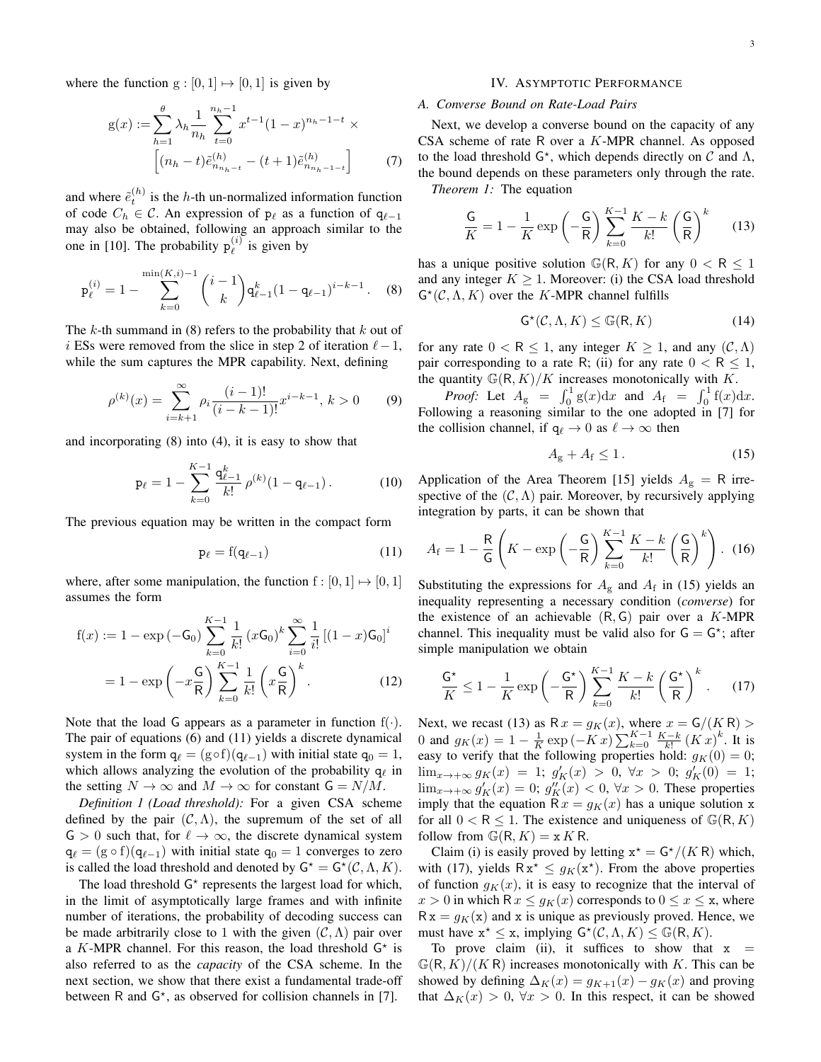where the function $\mathrm{g} : [0, 1] \mapsto [0, 1]$ is given by

$$\mathrm{g}(x) := \sum_{h=1}^{\theta} \lambda_h \frac{1}{n_h} \sum_{t=0}^{n_h-1} x^{t-1}(1-x)^{n_h-1-t} \times \left[(n_h - t)\tilde{e}^{(h)}_{n_{n_h}-t} - (t+1)\tilde{e}^{(h)}_{n_{n_h}-1-t}\right] \tag{7}$$

and where $\tilde{e}^{(h)}_t$ is the $h$-th un-normalized information function of code $C_h \in \mathcal{C}$. An expression of $\mathsf{p}_\ell$ as a function of $\mathsf{q}_{\ell-1}$ may also be obtained, following an approach similar to the one in [10]. The probability $\mathsf{p}^{(i)}_\ell$ is given by

$$\mathsf{p}^{(i)}_\ell = 1 - \sum_{k=0}^{\min(K,i)-1} \binom{i-1}{k} \mathsf{q}^k_{\ell-1}(1-\mathsf{q}_{\ell-1})^{i-k-1}. \tag{8}$$

The $k$-th summand in (8) refers to the probability that $k$ out of $i$ ESs were removed from the slice in step 2 of iteration $\ell - 1$, while the sum captures the MPR capability. Next, defining

$$\rho^{(k)}(x) = \sum_{i=k+1}^{\infty} \rho_i \frac{(i-1)!}{(i-k-1)!} x^{i-k-1},\ k > 0 \tag{9}$$

and incorporating (8) into (4), it is easy to show that

$$\mathsf{p}_\ell = 1 - \sum_{k=0}^{K-1} \frac{\mathsf{q}^k_{\ell-1}}{k!} \rho^{(k)}(1 - \mathsf{q}_{\ell-1}). \tag{10}$$

The previous equation may be written in the compact form

$$\mathsf{p}_\ell = \mathrm{f}(\mathsf{q}_{\ell-1}) \tag{11}$$

where, after some manipulation, the function $\mathrm{f} : [0, 1] \mapsto [0, 1]$ assumes the form

$$\begin{aligned}\mathrm{f}(x) &:= 1 - \exp(-\mathsf{G}_0) \sum_{k=0}^{K-1} \frac{1}{k!} (x\mathsf{G}_0)^k \sum_{i=0}^{\infty} \frac{1}{i!} \left[(1-x)\mathsf{G}_0\right]^i \\ &= 1 - \exp\left(-x\frac{\mathsf{G}}{\mathsf{R}}\right) \sum_{k=0}^{K-1} \frac{1}{k!} \left(x\frac{\mathsf{G}}{\mathsf{R}}\right)^k. \end{aligned} \tag{12}$$

Note that the load $\mathsf{G}$ appears as a parameter in function $\mathrm{f}(\cdot)$. The pair of equations (6) and (11) yields a discrete dynamical system in the form $\mathsf{q}_\ell = (\mathrm{g} \circ \mathrm{f})(\mathsf{q}_{\ell-1})$ with initial state $\mathsf{q}_0 = 1$, which allows analyzing the evolution of the probability $\mathsf{q}_\ell$ in the setting $N \to \infty$ and $M \to \infty$ for constant $\mathsf{G} = N/M$.

*Definition 1 (Load threshold):* For a given CSA scheme defined by the pair $(\mathcal{C}, \Lambda)$, the supremum of the set of all $\mathsf{G} > 0$ such that, for $\ell \to \infty$, the discrete dynamical system $\mathsf{q}_\ell = (\mathrm{g} \circ \mathrm{f})(\mathsf{q}_{\ell-1})$ with initial state $\mathsf{q}_0 = 1$ converges to zero is called the load threshold and denoted by $\mathsf{G}^\star = \mathsf{G}^\star(\mathcal{C}, \Lambda, K)$.

The load threshold $\mathsf{G}^\star$ represents the largest load for which, in the limit of asymptotically large frames and with infinite number of iterations, the probability of decoding success can be made arbitrarily close to 1 with the given $(\mathcal{C}, \Lambda)$ pair over a $K$-MPR channel. For this reason, the load threshold $\mathsf{G}^\star$ is also referred to as the *capacity* of the CSA scheme. In the next section, we show that there exist a fundamental trade-off between $\mathsf{R}$ and $\mathsf{G}^\star$, as observed for collision channels in [7].

## IV. Asymptotic Performance

### A. Converse Bound on Rate-Load Pairs

Next, we develop a converse bound on the capacity of any CSA scheme of rate $\mathsf{R}$ over a $K$-MPR channel. As opposed to the load threshold $\mathsf{G}^\star$, which depends directly on $\mathcal{C}$ and $\Lambda$, the bound depends on these parameters only through the rate.

*Theorem 1:* The equation

$$\frac{\mathsf{G}}{K} = 1 - \frac{1}{K} \exp\left(-\frac{\mathsf{G}}{\mathsf{R}}\right) \sum_{k=0}^{K-1} \frac{K-k}{k!} \left(\frac{\mathsf{G}}{\mathsf{R}}\right)^k \tag{13}$$

has a unique positive solution $\mathbb{G}(\mathsf{R}, K)$ for any $0 < \mathsf{R} \le 1$ and any integer $K \ge 1$. Moreover: (i) the CSA load threshold $\mathsf{G}^\star(\mathcal{C}, \Lambda, K)$ over the $K$-MPR channel fulfills

$$\mathsf{G}^\star(\mathcal{C}, \Lambda, K) \le \mathbb{G}(\mathsf{R}, K) \tag{14}$$

for any rate $0 < \mathsf{R} \le 1$, any integer $K \ge 1$, and any $(\mathcal{C}, \Lambda)$ pair corresponding to a rate $\mathsf{R}$; (ii) for any rate $0 < \mathsf{R} \le 1$, the quantity $\mathbb{G}(\mathsf{R}, K)/K$ increases monotonically with $K$.

*Proof:* Let $A_\mathrm{g} = \int_0^1 \mathrm{g}(x)\mathrm{d}x$ and $A_\mathrm{f} = \int_0^1 \mathrm{f}(x)\mathrm{d}x$. Following a reasoning similar to the one adopted in [7] for the collision channel, if $\mathsf{q}_\ell \to 0$ as $\ell \to \infty$ then

$$A_\mathrm{g} + A_\mathrm{f} \le 1. \tag{15}$$

Application of the Area Theorem [15] yields $A_\mathrm{g} = \mathsf{R}$ irrespective of the $(\mathcal{C}, \Lambda)$ pair. Moreover, by recursively applying integration by parts, it can be shown that

$$A_\mathrm{f} = 1 - \frac{\mathsf{R}}{\mathsf{G}} \left( K - \exp\left(-\frac{\mathsf{G}}{\mathsf{R}}\right) \sum_{k=0}^{K-1} \frac{K-k}{k!} \left(\frac{\mathsf{G}}{\mathsf{R}}\right)^k \right). \tag{16}$$

Substituting the expressions for $A_\mathrm{g}$ and $A_\mathrm{f}$ in (15) yields an inequality representing a necessary condition (*converse*) for the existence of an achievable $(\mathsf{R}, \mathsf{G})$ pair over a $K$-MPR channel. This inequality must be valid also for $\mathsf{G} = \mathsf{G}^\star$; after simple manipulation we obtain

$$\frac{\mathsf{G}^\star}{K} \le 1 - \frac{1}{K} \exp\left(-\frac{\mathsf{G}^\star}{\mathsf{R}}\right) \sum_{k=0}^{K-1} \frac{K-k}{k!} \left(\frac{\mathsf{G}^\star}{\mathsf{R}}\right)^k. \tag{17}$$

Next, we recast (13) as $\mathsf{R}\, x = g_K(x)$, where $x = \mathsf{G}/(K\,\mathsf{R}) > 0$ and $g_K(x) = 1 - \frac{1}{K} \exp(-K\,x) \sum_{k=0}^{K-1} \frac{K-k}{k!} (K\,x)^k$. It is easy to verify that the following properties hold: $g_K(0) = 0$; $\lim_{x\to+\infty} g_K(x) = 1$; $g'_K(x) > 0$, $\forall x > 0$; $g'_K(0) = 1$; $\lim_{x\to+\infty} g'_K(x) = 0$; $g''_K(x) < 0$, $\forall x > 0$. These properties imply that the equation $\mathsf{R}\, x = g_K(x)$ has a unique solution $\mathtt{x}$ for all $0 < \mathsf{R} \le 1$. The existence and uniqueness of $\mathbb{G}(\mathsf{R}, K)$ follow from $\mathbb{G}(\mathsf{R}, K) = \mathtt{x}\, K\, \mathsf{R}$.

Claim (i) is easily proved by letting $\mathtt{x}^\star = \mathsf{G}^\star/(K\,\mathsf{R})$ which, with (17), yields $\mathsf{R}\,\mathtt{x}^\star \le g_K(\mathtt{x}^\star)$. From the above properties of function $g_K(x)$, it is easy to recognize that the interval of $x > 0$ in which $\mathsf{R}\, x \le g_K(x)$ corresponds to $0 \le x \le \mathtt{x}$, where $\mathsf{R}\,\mathtt{x} = g_K(\mathtt{x})$ and $\mathtt{x}$ is unique as previously proved. Hence, we must have $\mathtt{x}^\star \le \mathtt{x}$, implying $\mathsf{G}^\star(\mathcal{C}, \Lambda, K) \le \mathbb{G}(\mathsf{R}, K)$.

To prove claim (ii), it suffices to show that $\mathtt{x} = \mathbb{G}(\mathsf{R}, K)/(K\,\mathsf{R})$ increases monotonically with $K$. This can be showed by defining $\Delta_K(x) = g_{K+1}(x) - g_K(x)$ and proving that $\Delta_K(x) > 0$, $\forall x > 0$. In this respect, it can be showed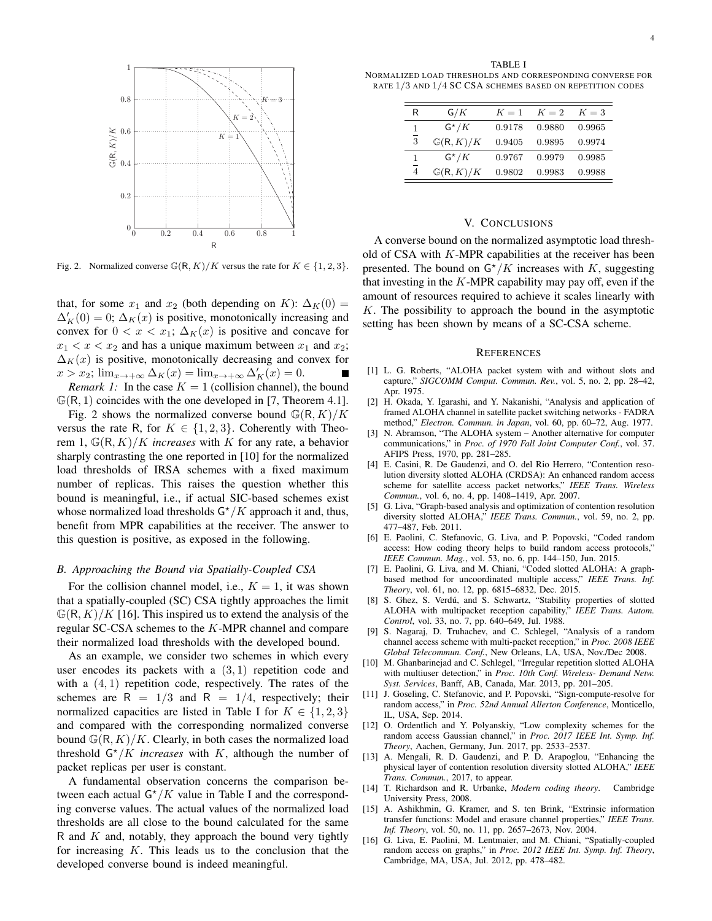1

0.8

0.6

0.4

0.2

0

0 0.2 0.4 0.6 0.8 1

R

$\mathbb{G}(\mathsf{R}, K)/K$

$K = 3$

$K = 2$

$K = 1$

Fig. 2. Normalized converse $\mathbb{G}(\mathsf{R}, K)/K$ versus the rate for $K \in \{1, 2, 3\}$.

that, for some $x_1$ and $x_2$ (both depending on $K$): $\Delta_K(0) = \Delta'_K(0) = 0$; $\Delta_K(x)$ is positive, monotonically increasing and convex for $0 < x < x_1$; $\Delta_K(x)$ is positive and concave for $x_1 < x < x_2$ and has a unique maximum between $x_1$ and $x_2$; $\Delta_K(x)$ is positive, monotonically decreasing and convex for $x > x_2$; $\lim_{x\to+\infty} \Delta_K(x) = \lim_{x\to+\infty} \Delta'_K(x) = 0$. ∎

*Remark 1:* In the case $K = 1$ (collision channel), the bound $\mathbb{G}(\mathsf{R}, 1)$ coincides with the one developed in [7, Theorem 4.1].

Fig. 2 shows the normalized converse bound $\mathbb{G}(\mathsf{R}, K)/K$ versus the rate $\mathsf{R}$, for $K \in \{1, 2, 3\}$. Coherently with Theorem 1, $\mathbb{G}(\mathsf{R}, K)/K$ *increases* with $K$ for any rate, a behavior sharply contrasting the one reported in [10] for the normalized load thresholds of IRSA schemes with a fixed maximum number of replicas. This raises the question whether this bound is meaningful, i.e., if actual SIC-based schemes exist whose normalized load thresholds $\mathsf{G}^\star/K$ approach it and, thus, benefit from MPR capabilities at the receiver. The answer to this question is positive, as exposed in the following.

### B. Approaching the Bound via Spatially-Coupled CSA

For the collision channel model, i.e., $K = 1$, it was shown that a spatially-coupled (SC) CSA tightly approaches the limit $\mathbb{G}(\mathsf{R}, K)/K$ [16]. This inspired us to extend the analysis of the regular SC-CSA schemes to the $K$-MPR channel and compare their normalized load thresholds with the developed bound.

As an example, we consider two schemes in which every user encodes its packets with a $(3, 1)$ repetition code and with a $(4, 1)$ repetition code, respectively. The rates of the schemes are $\mathsf{R} = 1/3$ and $\mathsf{R} = 1/4$, respectively; their normalized capacities are listed in Table I for $K \in \{1, 2, 3\}$ and compared with the corresponding normalized converse bound $\mathbb{G}(\mathsf{R}, K)/K$. Clearly, in both cases the normalized load threshold $\mathsf{G}^\star/K$ *increases* with $K$, although the number of packet replicas per user is constant.

A fundamental observation concerns the comparison between each actual $\mathsf{G}^\star/K$ value in Table I and the corresponding converse values. The actual values of the normalized load thresholds are all close to the bound calculated for the same $\mathsf{R}$ and $K$ and, notably, they approach the bound very tightly for increasing $K$. This leads us to the conclusion that the developed converse bound is indeed meaningful.

TABLE I
NORMALIZED LOAD THRESHOLDS AND CORRESPONDING CONVERSE FOR RATE $1/3$ AND $1/4$ SC CSA SCHEMES BASED ON REPETITION CODES

| R | G/K | $K=1$ | $K=2$ | $K=3$ |
|---|---|---|---|---|
| $\frac{1}{3}$ | $\mathsf{G}^\star/K$ | 0.9178 | 0.9880 | 0.9965 |
| | $\mathbb{G}(\mathsf{R}, K)/K$ | 0.9405 | 0.9895 | 0.9974 |
| $\frac{1}{4}$ | $\mathsf{G}^\star/K$ | 0.9767 | 0.9979 | 0.9985 |
| | $\mathbb{G}(\mathsf{R}, K)/K$ | 0.9802 | 0.9983 | 0.9988 |

## V. CONCLUSIONS

A converse bound on the normalized asymptotic load threshold of CSA with $K$-MPR capabilities at the receiver has been presented. The bound on $\mathsf{G}^\star/K$ increases with $K$, suggesting that investing in the $K$-MPR capability may pay off, even if the amount of resources required to achieve it scales linearly with $K$. The possibility to approach the bound in the asymptotic setting has been shown by means of a SC-CSA scheme.

## REFERENCES

[1] L. G. Roberts, "ALOHA packet system with and without slots and capture," *SIGCOMM Comput. Commun. Rev.*, vol. 5, no. 2, pp. 28–42, Apr. 1975.

[2] H. Okada, Y. Igarashi, and Y. Nakanishi, "Analysis and application of framed ALOHA channel in satellite packet switching networks - FADRA method," *Electron. Commun. in Japan*, vol. 60, pp. 60–72, Aug. 1977.

[3] N. Abramson, "The ALOHA system – Another alternative for computer communications," in *Proc. of 1970 Fall Joint Computer Conf.*, vol. 37. AFIPS Press, 1970, pp. 281–285.

[4] E. Casini, R. De Gaudenzi, and O. del Rio Herrero, "Contention resolution diversity slotted ALOHA (CRDSA): An enhanced random access scheme for satellite access packet networks," *IEEE Trans. Wireless Commun.*, vol. 6, no. 4, pp. 1408–1419, Apr. 2007.

[5] G. Liva, "Graph-based analysis and optimization of contention resolution diversity slotted ALOHA," *IEEE Trans. Commun.*, vol. 59, no. 2, pp. 477–487, Feb. 2011.

[6] E. Paolini, C. Stefanovic, G. Liva, and P. Popovski, "Coded random access: How coding theory helps to build random access protocols," *IEEE Commun. Mag.*, vol. 53, no. 6, pp. 144–150, Jun. 2015.

[7] E. Paolini, G. Liva, and M. Chiani, "Coded slotted ALOHA: A graph-based method for uncoordinated multiple access," *IEEE Trans. Inf. Theory*, vol. 61, no. 12, pp. 6815–6832, Dec. 2015.

[8] S. Ghez, S. Verdú, and S. Schwartz, "Stability properties of slotted ALOHA with multipacket reception capability," *IEEE Trans. Autom. Control*, vol. 33, no. 7, pp. 640–649, Jul. 1988.

[9] S. Nagaraj, D. Truhachev, and C. Schlegel, "Analysis of a random channel access scheme with multi-packet reception," in *Proc. 2008 IEEE Global Telecommun. Conf.*, New Orleans, LA, USA, Nov./Dec 2008.

[10] M. Ghanbarinejad and C. Schlegel, "Irregular repetition slotted ALOHA with multiuser detection," in *Proc. 10th Conf. Wireless- Demand Netw. Syst. Services*, Banff, AB, Canada, Mar. 2013, pp. 201–205.

[11] J. Goseling, C. Stefanovic, and P. Popovski, "Sign-compute-resolve for random access," in *Proc. 52nd Annual Allerton Conference*, Monticello, IL, USA, Sep. 2014.

[12] O. Ordentlich and Y. Polyanskiy, "Low complexity schemes for the random access Gaussian channel," in *Proc. 2017 IEEE Int. Symp. Inf. Theory*, Aachen, Germany, Jun. 2017, pp. 2533–2537.

[13] A. Mengali, R. D. Gaudenzi, and P. D. Arapoglou, "Enhancing the physical layer of contention resolution diversity slotted ALOHA," *IEEE Trans. Commun.*, 2017, to appear.

[14] T. Richardson and R. Urbanke, *Modern coding theory*. Cambridge University Press, 2008.

[15] A. Ashikhmin, G. Kramer, and S. ten Brink, "Extrinsic information transfer functions: Model and erasure channel properties," *IEEE Trans. Inf. Theory*, vol. 50, no. 11, pp. 2657–2673, Nov. 2004.

[16] G. Liva, E. Paolini, M. Lentmaier, and M. Chiani, "Spatially-coupled random access on graphs," in *Proc. 2012 IEEE Int. Symp. Inf. Theory*, Cambridge, MA, USA, Jul. 2012, pp. 478–482.